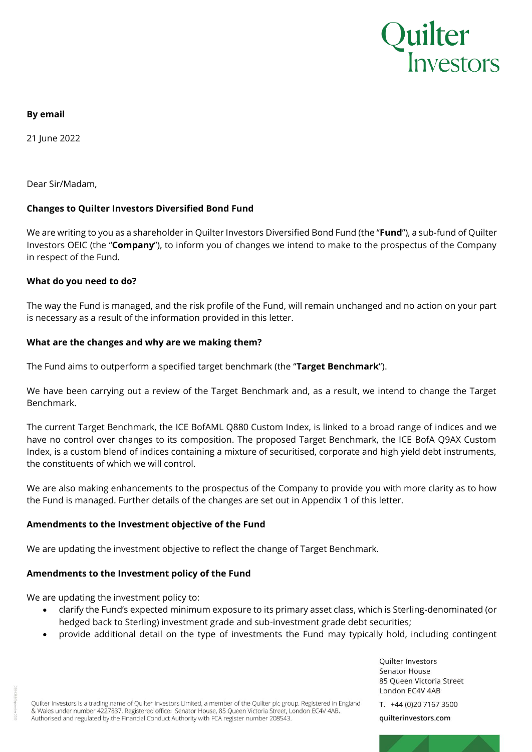**By email**

21 June 2022

Dear Sir/Madam,

**Changes to Quilter Investors Diversified Bond Fund**

We are writing to you as a shareholder in Quilter Investors Diversified Bond Fund (the "**Fund**"), a sub-fund of Quilter Investors OEIC (the "**Company**"), to inform you of changes we intend to make to the prospectus of the Company in respect of the Fund.

**What do you need to do?**

The way the Fund is managed, and the risk profile of the Fund, will remain unchanged and no action on your part is necessary as a result of the information provided in this letter.

**What are the changes and why are we making them?**

The Fund aims to outperform a specified target benchmark (the "**Target Benchmark**").

We have been carrying out a review of the Target Benchmark and, as a result, we intend to change the Target Benchmark.

The current Target Benchmark, the ICE BofAML Q880 Custom Index, is linked to a broad range of indices and we have no control over changes to its composition. The proposed Target Benchmark, the ICE BofA Q9AX Custom Index, is a custom blend of indices containing a mixture of securitised, corporate and high yield debt instruments, the constituents of which we will control.

We are also making enhancements to the prospectus of the Company to provide you with more clarity as to how the Fund is managed. Further details of the changes are set out in Appendix 1 of this letter.

**Amendments to the Investment objective of the Fund**

We are updating the investment objective to reflect the change of Target Benchmark.

**Amendments to the Investment policy of the Fund**

We are updating the investment policy to:

- clarify the Fund's expected minimum exposure to its primary asset class, which is Sterling-denominated (or hedged back to Sterling) investment grade and sub-investment grade debt securities;
- provide additional detail on the type of investments the Fund may typically hold, including contingent

Quilter Investors is a trading name of Quilter Investors Limited, a member of the Quilter plc group. Registered in England & Wales under number 4227837. Registered office: Senator House, 85 Queen Victoria Street, London EC4V 4AB. Authorised and regulated by the Financial Conduct Authority with FCA register number 208543.

Quilter Investors
Senator House
85 Queen Victoria Street
London EC4V 4AB

T. +44 (0)20 7167 3500

quilterinvestors.com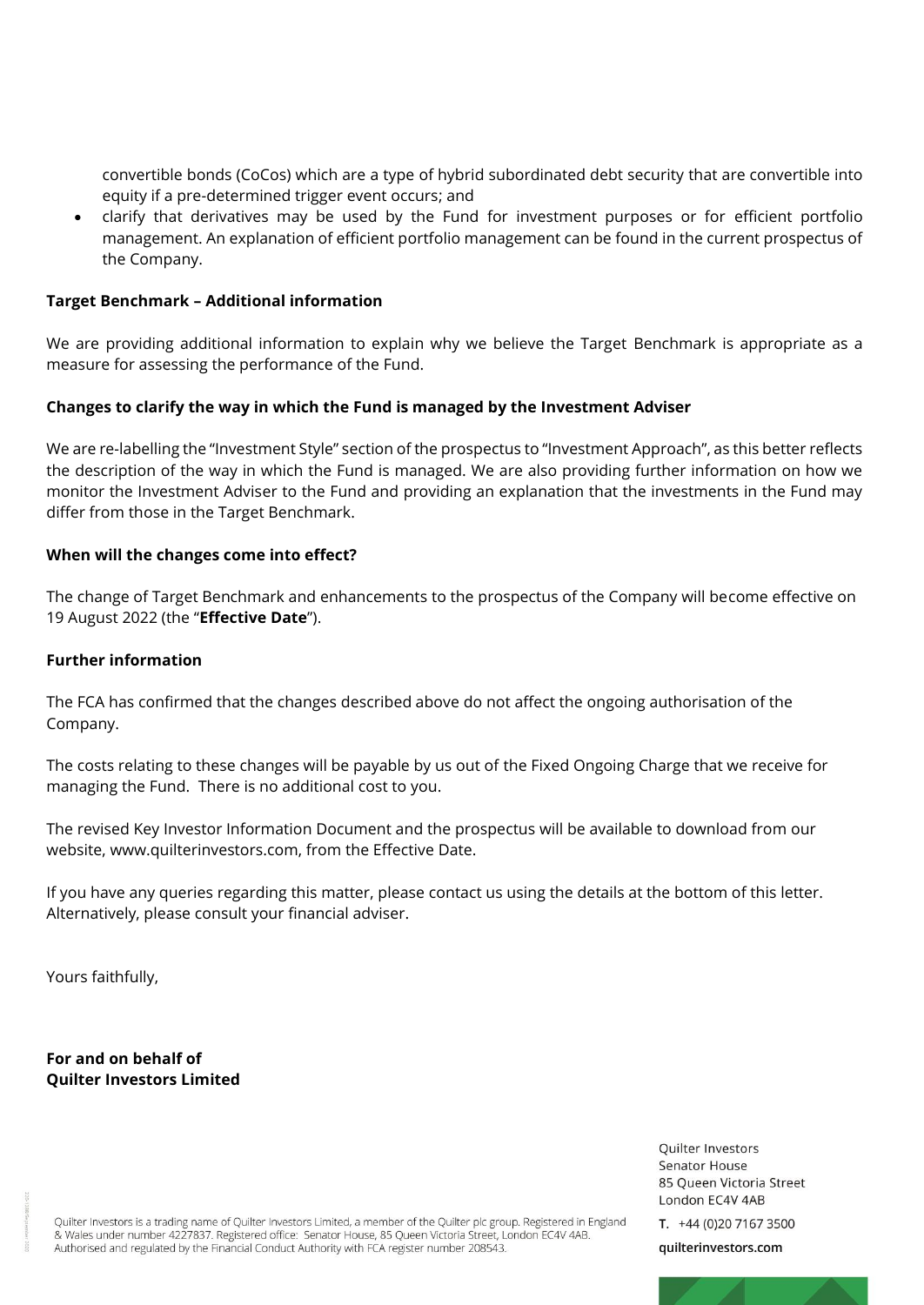convertible bonds (CoCos) which are a type of hybrid subordinated debt security that are convertible into equity if a pre-determined trigger event occurs; and

- clarify that derivatives may be used by the Fund for investment purposes or for efficient portfolio management. An explanation of efficient portfolio management can be found in the current prospectus of the Company.

**Target Benchmark – Additional information**

We are providing additional information to explain why we believe the Target Benchmark is appropriate as a measure for assessing the performance of the Fund.

**Changes to clarify the way in which the Fund is managed by the Investment Adviser**

We are re-labelling the "Investment Style" section of the prospectus to "Investment Approach", as this better reflects the description of the way in which the Fund is managed. We are also providing further information on how we monitor the Investment Adviser to the Fund and providing an explanation that the investments in the Fund may differ from those in the Target Benchmark.

**When will the changes come into effect?**

The change of Target Benchmark and enhancements to the prospectus of the Company will become effective on 19 August 2022 (the "**Effective Date**").

**Further information**

The FCA has confirmed that the changes described above do not affect the ongoing authorisation of the Company.

The costs relating to these changes will be payable by us out of the Fixed Ongoing Charge that we receive for managing the Fund. There is no additional cost to you.

The revised Key Investor Information Document and the prospectus will be available to download from our website, www.quilterinvestors.com, from the Effective Date.

If you have any queries regarding this matter, please contact us using the details at the bottom of this letter. Alternatively, please consult your financial adviser.

Yours faithfully,

**For and on behalf of**
**Quilter Investors Limited**

Quilter Investors is a trading name of Quilter Investors Limited, a member of the Quilter plc group. Registered in England & Wales under number 4227837. Registered office: Senator House, 85 Queen Victoria Street, London EC4V 4AB. Authorised and regulated by the Financial Conduct Authority with FCA register number 208543.

Quilter Investors
Senator House
85 Queen Victoria Street
London EC4V 4AB

**T.** +44 (0)20 7167 3500

**quilterinvestors.com**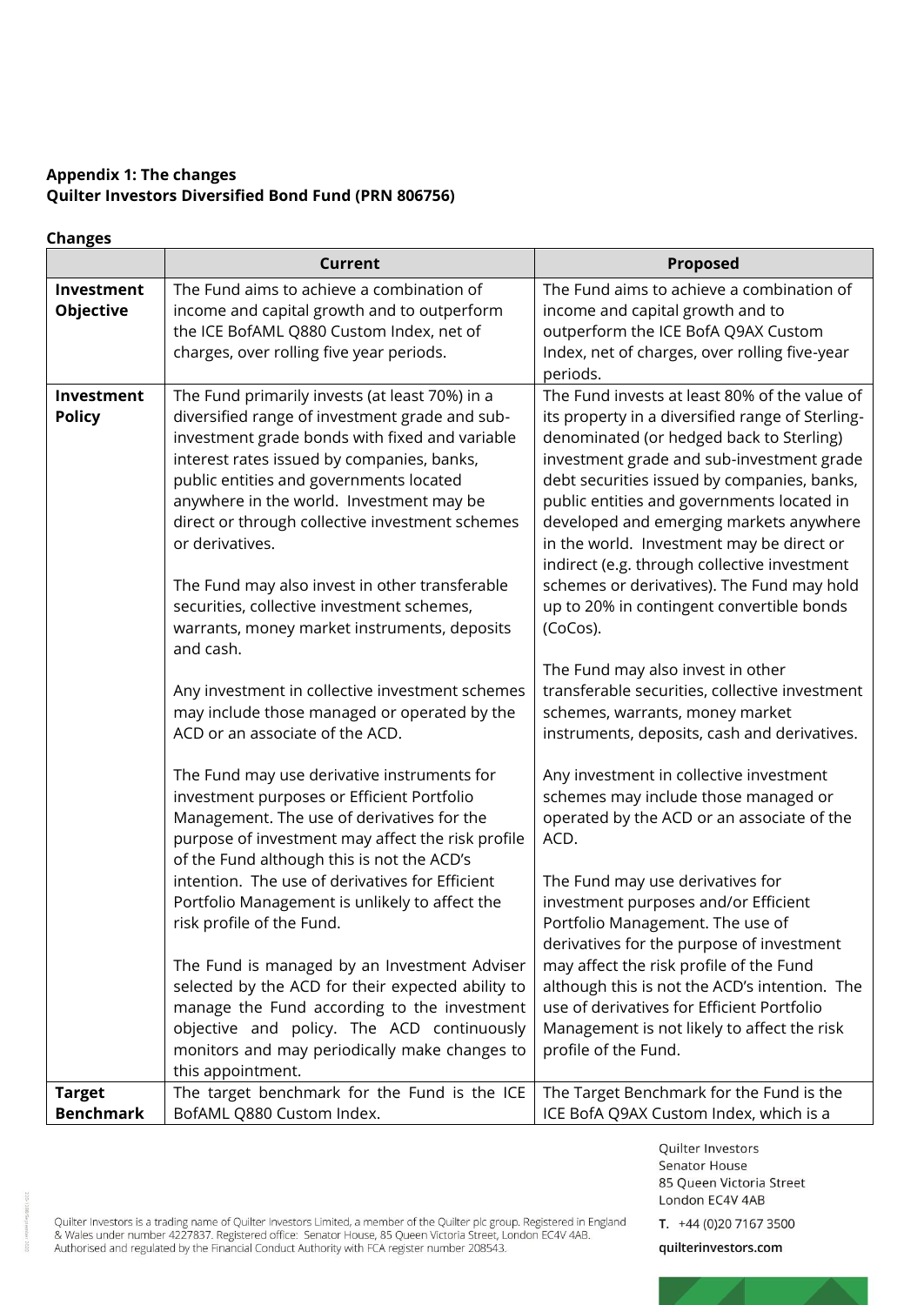**Appendix 1: The changes**
**Quilter Investors Diversified Bond Fund (PRN 806756)**

**Changes**

| | Current | Proposed |
|---|---|---|
| **Investment Objective** | The Fund aims to achieve a combination of income and capital growth and to outperform the ICE BofAML Q880 Custom Index, net of charges, over rolling five year periods. | The Fund aims to achieve a combination of income and capital growth and to outperform the ICE BofA Q9AX Custom Index, net of charges, over rolling five-year periods. |
| **Investment Policy** | The Fund primarily invests (at least 70%) in a diversified range of investment grade and sub-investment grade bonds with fixed and variable interest rates issued by companies, banks, public entities and governments located anywhere in the world. Investment may be direct or through collective investment schemes or derivatives.<br><br>The Fund may also invest in other transferable securities, collective investment schemes, warrants, money market instruments, deposits and cash.<br><br>Any investment in collective investment schemes may include those managed or operated by the ACD or an associate of the ACD.<br><br>The Fund may use derivative instruments for investment purposes or Efficient Portfolio Management. The use of derivatives for the purpose of investment may affect the risk profile of the Fund although this is not the ACD's intention. The use of derivatives for Efficient Portfolio Management is unlikely to affect the risk profile of the Fund.<br><br>The Fund is managed by an Investment Adviser selected by the ACD for their expected ability to manage the Fund according to the investment objective and policy. The ACD continuously monitors and may periodically make changes to this appointment. | The Fund invests at least 80% of the value of its property in a diversified range of Sterling-denominated (or hedged back to Sterling) investment grade and sub-investment grade debt securities issued by companies, banks, public entities and governments located in developed and emerging markets anywhere in the world. Investment may be direct or indirect (e.g. through collective investment schemes or derivatives). The Fund may hold up to 20% in contingent convertible bonds (CoCos).<br><br>The Fund may also invest in other transferable securities, collective investment schemes, warrants, money market instruments, deposits, cash and derivatives.<br><br>Any investment in collective investment schemes may include those managed or operated by the ACD or an associate of the ACD.<br><br>The Fund may use derivatives for investment purposes and/or Efficient Portfolio Management. The use of derivatives for the purpose of investment may affect the risk profile of the Fund although this is not the ACD's intention. The use of derivatives for Efficient Portfolio Management is not likely to affect the risk profile of the Fund. |
| **Target Benchmark** | The target benchmark for the Fund is the ICE BofAML Q880 Custom Index. | The Target Benchmark for the Fund is the ICE BofA Q9AX Custom Index, which is a |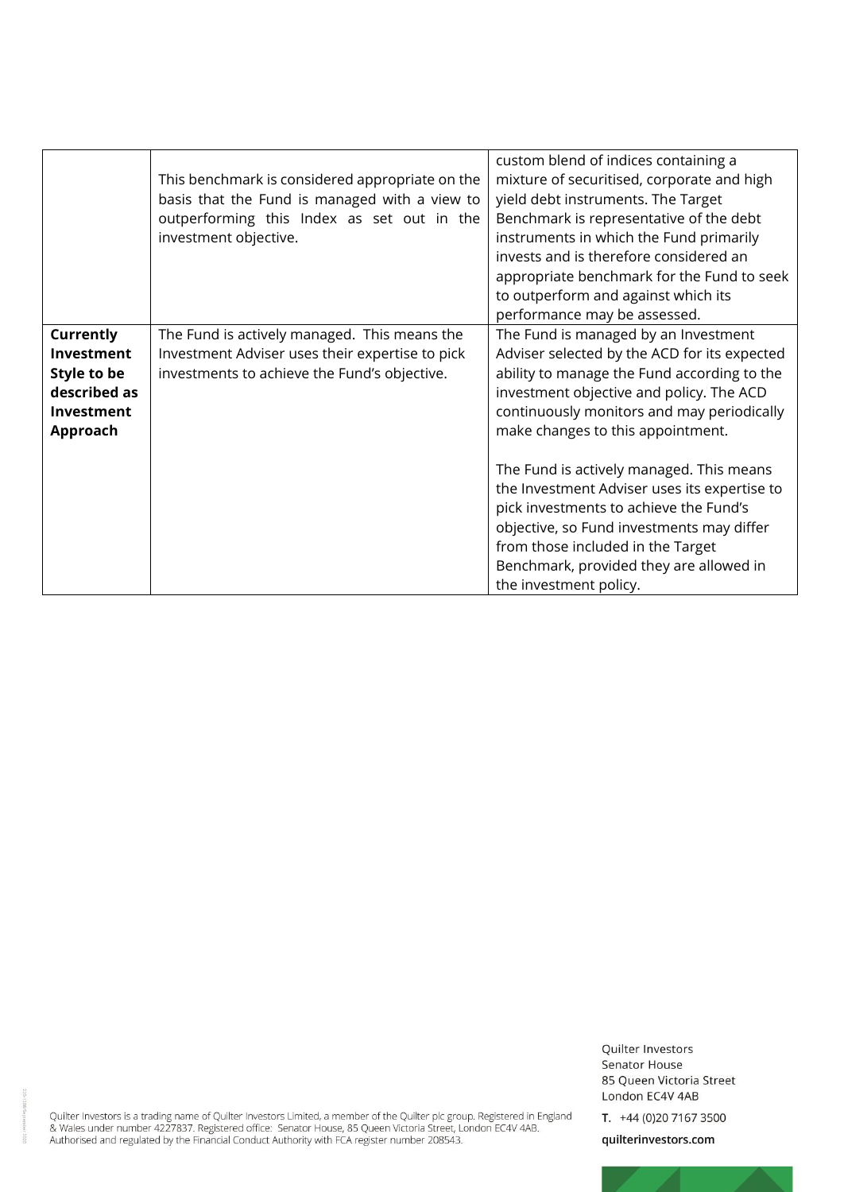| | | |
|---|---|---|
| | This benchmark is considered appropriate on the basis that the Fund is managed with a view to outperforming this Index as set out in the investment objective. | custom blend of indices containing a mixture of securitised, corporate and high yield debt instruments. The Target Benchmark is representative of the debt instruments in which the Fund primarily invests and is therefore considered an appropriate benchmark for the Fund to seek to outperform and against which its performance may be assessed. |
| **Currently Investment Style to be described as Investment Approach** | The Fund is actively managed. This means the Investment Adviser uses their expertise to pick investments to achieve the Fund's objective. | The Fund is managed by an Investment Adviser selected by the ACD for its expected ability to manage the Fund according to the investment objective and policy. The ACD continuously monitors and may periodically make changes to this appointment.<br><br>The Fund is actively managed. This means the Investment Adviser uses its expertise to pick investments to achieve the Fund's objective, so Fund investments may differ from those included in the Target Benchmark, provided they are allowed in the investment policy. |

Quilter Investors is a trading name of Quilter Investors Limited, a member of the Quilter plc group. Registered in England & Wales under number 4227837. Registered office: Senator House, 85 Queen Victoria Street, London EC4V 4AB. Authorised and regulated by the Financial Conduct Authority with FCA register number 208543.

Quilter Investors
Senator House
85 Queen Victoria Street
London EC4V 4AB

**T.** +44 (0)20 7167 3500

**quilterinvestors.com**